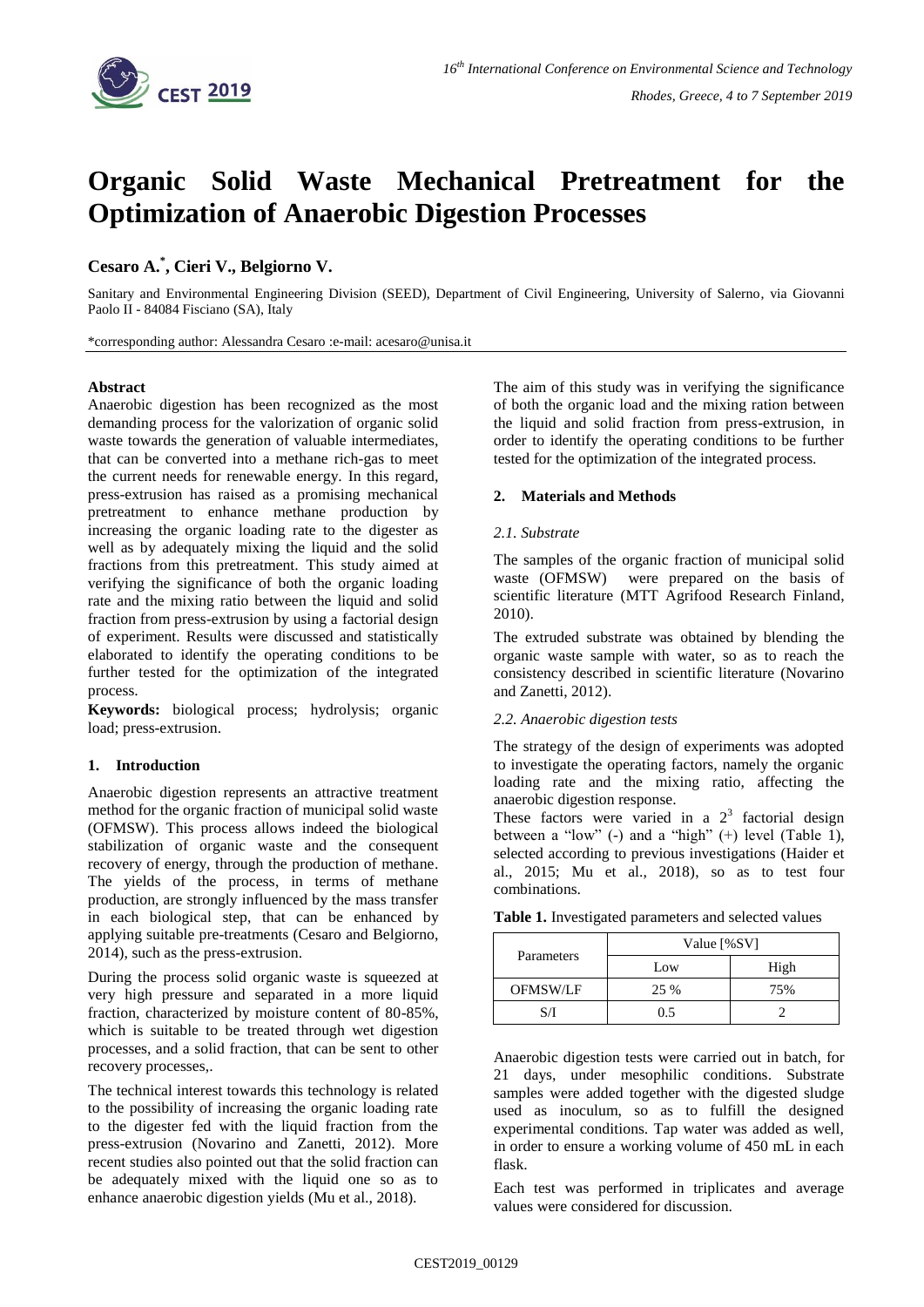# Organic Solid Waste Mechanical Pretreatment for the Optimization of Anaerobic Digestion Processes

**Cesaro A.\*, Cieri V., Belgiorno V.**

Sanitary and Environmental Engineering Division (SEED), Department of Civil Engineering, University of Salerno, via Giovanni Paolo II - 84084 Fisciano (SA), Italy

\*corresponding author: Alessandra Cesaro :e-mail: acesaro@unisa.it

### Abstract

Anaerobic digestion has been recognized as the most demanding process for the valorization of organic solid waste towards the generation of valuable intermediates, that can be converted into a methane rich-gas to meet the current needs for renewable energy. In this regard, press-extrusion has raised as a promising mechanical pretreatment to enhance methane production by increasing the organic loading rate to the digester as well as by adequately mixing the liquid and the solid fractions from this pretreatment. This study aimed at verifying the significance of both the organic loading rate and the mixing ratio between the liquid and solid fraction from press-extrusion by using a factorial design of experiment. Results were discussed and statistically elaborated to identify the operating conditions to be further tested for the optimization of the integrated process.

**Keywords:** biological process; hydrolysis; organic load; press-extrusion.

## 1. Introduction

Anaerobic digestion represents an attractive treatment method for the organic fraction of municipal solid waste (OFMSW). This process allows indeed the biological stabilization of organic waste and the consequent recovery of energy, through the production of methane. The yields of the process, in terms of methane production, are strongly influenced by the mass transfer in each biological step, that can be enhanced by applying suitable pre-treatments (Cesaro and Belgiorno, 2014), such as the press-extrusion.

During the process solid organic waste is squeezed at very high pressure and separated in a more liquid fraction, characterized by moisture content of 80-85%, which is suitable to be treated through wet digestion processes, and a solid fraction, that can be sent to other recovery processes,.

The technical interest towards this technology is related to the possibility of increasing the organic loading rate to the digester fed with the liquid fraction from the press-extrusion (Novarino and Zanetti, 2012). More recent studies also pointed out that the solid fraction can be adequately mixed with the liquid one so as to enhance anaerobic digestion yields (Mu et al., 2018).

The aim of this study was in verifying the significance of both the organic load and the mixing ration between the liquid and solid fraction from press-extrusion, in order to identify the operating conditions to be further tested for the optimization of the integrated process.

## 2. Materials and Methods

### *2.1. Substrate*

The samples of the organic fraction of municipal solid waste (OFMSW) were prepared on the basis of scientific literature (MTT Agrifood Research Finland, 2010).

The extruded substrate was obtained by blending the organic waste sample with water, so as to reach the consistency described in scientific literature (Novarino and Zanetti, 2012).

### *2.2. Anaerobic digestion tests*

The strategy of the design of experiments was adopted to investigate the operating factors, namely the organic loading rate and the mixing ratio, affecting the anaerobic digestion response.

These factors were varied in a $2^3$ factorial design between a "low" (-) and a "high" (+) level (Table 1), selected according to previous investigations (Haider et al., 2015; Mu et al., 2018), so as to test four combinations.

**Table 1.** Investigated parameters and selected values

| Parameters | Value [%SV] | |
|---|---|---|
| | Low | High |
| OFMSW/LF | 25 % | 75% |
| S/I | 0.5 | 2 |

Anaerobic digestion tests were carried out in batch, for 21 days, under mesophilic conditions. Substrate samples were added together with the digested sludge used as inoculum, so as to fulfill the designed experimental conditions. Tap water was added as well, in order to ensure a working volume of 450 mL in each flask.

Each test was performed in triplicates and average values were considered for discussion.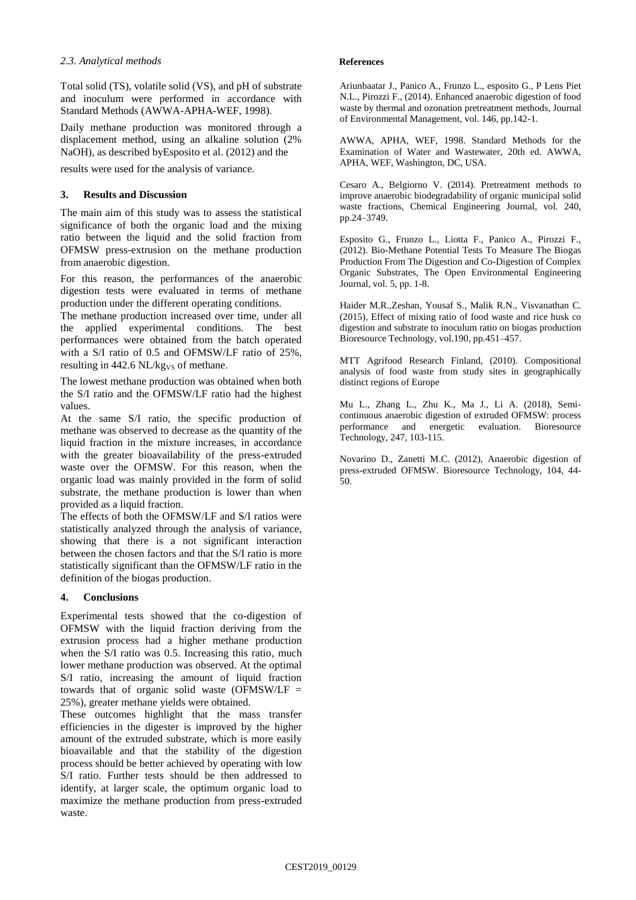### 2.3. Analytical methods

Total solid (TS), volatile solid (VS), and pH of substrate and inoculum were performed in accordance with Standard Methods (AWWA-APHA-WEF, 1998).

Daily methane production was monitored through a displacement method, using an alkaline solution (2% NaOH), as described byEsposito et al. (2012) and the

results were used for the analysis of variance.

## 3. Results and Discussion

The main aim of this study was to assess the statistical significance of both the organic load and the mixing ratio between the liquid and the solid fraction from OFMSW press-extrusion on the methane production from anaerobic digestion.

For this reason, the performances of the anaerobic digestion tests were evaluated in terms of methane production under the different operating conditions.

The methane production increased over time, under all the applied experimental conditions. The best performances were obtained from the batch operated with a S/I ratio of 0.5 and OFMSW/LF ratio of 25%, resulting in 442.6 $NL/kg_{VS}$ of methane.

The lowest methane production was obtained when both the S/I ratio and the OFMSW/LF ratio had the highest values.

At the same S/I ratio, the specific production of methane was observed to decrease as the quantity of the liquid fraction in the mixture increases, in accordance with the greater bioavailability of the press-extruded waste over the OFMSW. For this reason, when the organic load was mainly provided in the form of solid substrate, the methane production is lower than when provided as a liquid fraction.

The effects of both the OFMSW/LF and S/I ratios were statistically analyzed through the analysis of variance, showing that there is a not significant interaction between the chosen factors and that the S/I ratio is more statistically significant than the OFMSW/LF ratio in the definition of the biogas production.

## 4. Conclusions

Experimental tests showed that the co-digestion of OFMSW with the liquid fraction deriving from the extrusion process had a higher methane production when the S/I ratio was 0.5. Increasing this ratio, much lower methane production was observed. At the optimal S/I ratio, increasing the amount of liquid fraction towards that of organic solid waste (OFMSW/LF = 25%), greater methane yields were obtained.

These outcomes highlight that the mass transfer efficiencies in the digester is improved by the higher amount of the extruded substrate, which is more easily bioavailable and that the stability of the digestion process should be better achieved by operating with low S/I ratio. Further tests should be then addressed to identify, at larger scale, the optimum organic load to maximize the methane production from press-extruded waste.

## References

Ariunbaatar J., Panico A., Frunzo L., esposito G., P Lens Piet N.L., Pirozzi F., (2014). Enhanced anaerobic digestion of food waste by thermal and ozonation pretreatment methods, Journal of Environmental Management, vol. 146, pp.142-1.

AWWA, APHA, WEF, 1998. Standard Methods for the Examination of Water and Wastewater, 20th ed. AWWA, APHA, WEF, Washington, DC, USA.

Cesaro A., Belgiorno V. (2014). Pretreatment methods to improve anaerobic biodegradability of organic municipal solid waste fractions, Chemical Engineering Journal, vol. 240, pp.24–3749.

Esposito G., Frunzo L., Liotta F., Panico A., Pirozzi F., (2012). Bio-Methane Potential Tests To Measure The Biogas Production From The Digestion and Co-Digestion of Complex Organic Substrates, The Open Environmental Engineering Journal, vol. 5, pp. 1-8.

Haider M.R.,Zeshan, Yousaf S., Malik R.N., Visvanathan C. (2015), Effect of mixing ratio of food waste and rice husk co digestion and substrate to inoculum ratio on biogas production Bioresource Technology, vol.190, pp.451–457.

MTT Agrifood Research Finland, (2010). Compositional analysis of food waste from study sites in geographically distinct regions of Europe

Mu L., Zhang L., Zhu K., Ma J., Li A. (2018), Semi-continuous anaerobic digestion of extruded OFMSW: process performance and energetic evaluation. Bioresource Technology, 247, 103-115.

Novarino D., Zanetti M.C. (2012), Anaerobic digestion of press-extruded OFMSW. Bioresource Technology, 104, 44-50.